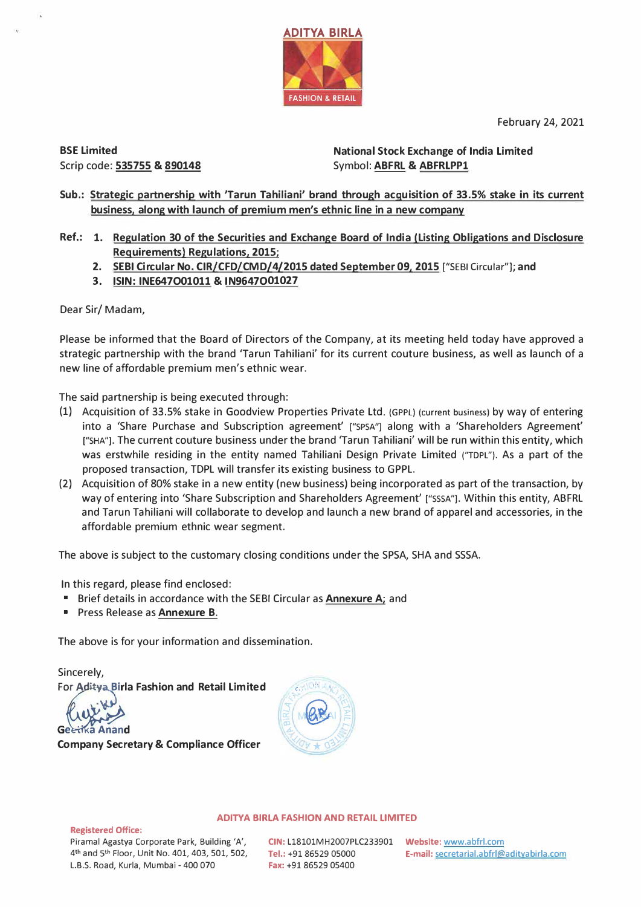February 24, 2021

**BSE Limited**
Scrip code: **535755** & **890148**

**National Stock Exchange of India Limited**
Symbol: **ABFRL** & **ABFRLPP1**

**Sub.: Strategic partnership with 'Tarun Tahiliani' brand through acquisition of 33.5% stake in its current business, along with launch of premium men's ethnic line in a new company**

**Ref.:**
1. **Regulation 30 of the Securities and Exchange Board of India (Listing Obligations and Disclosure Requirements) Regulations, 2015;**
2. **SEBI Circular No. CIR/CFD/CMD/4/2015 dated September 09, 2015** ["SEBI Circular"]; **and**
3. **ISIN: INE647O01011 & IN9647O01027**

Dear Sir/ Madam,

Please be informed that the Board of Directors of the Company, at its meeting held today have approved a strategic partnership with the brand 'Tarun Tahiliani' for its current couture business, as well as launch of a new line of affordable premium men's ethnic wear.

The said partnership is being executed through:

(1) Acquisition of 33.5% stake in Goodview Properties Private Ltd. (GPPL) (current business) by way of entering into a 'Share Purchase and Subscription agreement' ["SPSA"] along with a 'Shareholders Agreement' ["SHA"]. The current couture business under the brand 'Tarun Tahiliani' will be run within this entity, which was erstwhile residing in the entity named Tahiliani Design Private Limited ("TDPL"). As a part of the proposed transaction, TDPL will transfer its existing business to GPPL.

(2) Acquisition of 80% stake in a new entity (new business) being incorporated as part of the transaction, by way of entering into 'Share Subscription and Shareholders Agreement' ["SSSA"]. Within this entity, ABFRL and Tarun Tahiliani will collaborate to develop and launch a new brand of apparel and accessories, in the affordable premium ethnic wear segment.

The above is subject to the customary closing conditions under the SPSA, SHA and SSSA.

In this regard, please find enclosed:

- Brief details in accordance with the SEBI Circular as **Annexure A**; and
- Press Release as **Annexure B**.

The above is for your information and dissemination.

Sincerely,
For **Aditya Birla Fashion and Retail Limited**

**Geetika Anand**
**Company Secretary & Compliance Officer**

**ADITYA BIRLA FASHION AND RETAIL LIMITED**

**Registered Office:**
Piramal Agastya Corporate Park, Building 'A', 4th and 5th Floor, Unit No. 401, 403, 501, 502, L.B.S. Road, Kurla, Mumbai - 400 070

**CIN:** L18101MH2007PLC233901
**Tel.:** +91 86529 05000
**Fax:** +91 86529 05400

**Website:** www.abfrl.com
**E-mail:** secretarial.abfrl@adityabirla.com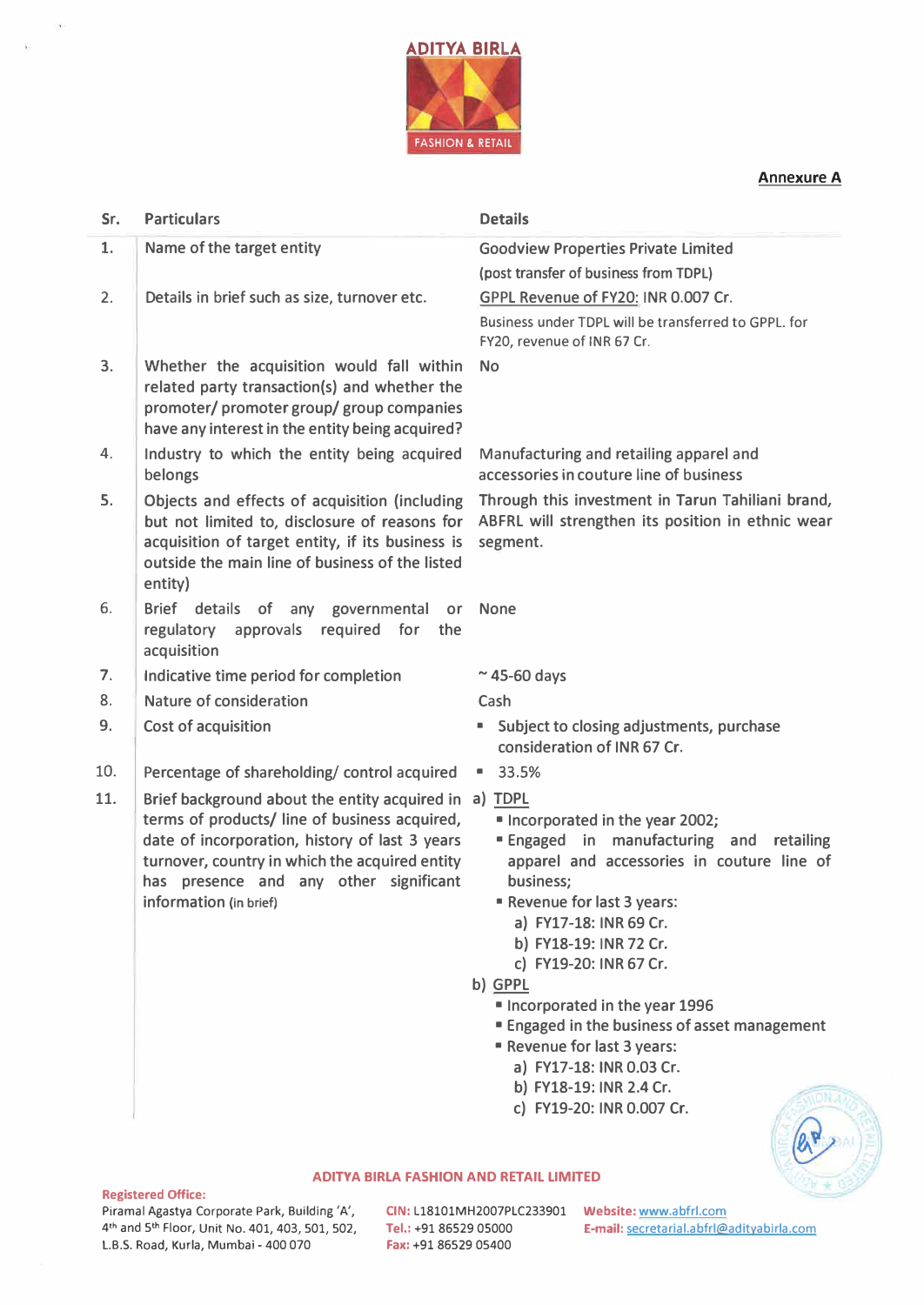**Annexure A**

| Sr. | Particulars | Details |
|---|---|---|
| 1. | Name of the target entity | Goodview Properties Private Limited (post transfer of business from TDPL) |
| 2. | Details in brief such as size, turnover etc. | GPPL Revenue of FY20: INR 0.007 Cr. Business under TDPL will be transferred to GPPL. for FY20, revenue of INR 67 Cr. |
| 3. | Whether the acquisition would fall within related party transaction(s) and whether the promoter/ promoter group/ group companies have any interest in the entity being acquired? | No |
| 4. | Industry to which the entity being acquired belongs | Manufacturing and retailing apparel and accessories in couture line of business |
| 5. | Objects and effects of acquisition (including but not limited to, disclosure of reasons for acquisition of target entity, if its business is outside the main line of business of the listed entity) | Through this investment in Tarun Tahiliani brand, ABFRL will strengthen its position in ethnic wear segment. |
| 6. | Brief details of any governmental or regulatory approvals required for the acquisition | None |
| 7. | Indicative time period for completion | ~ 45-60 days |
| 8. | Nature of consideration | Cash |
| 9. | Cost of acquisition | ▪ Subject to closing adjustments, purchase consideration of INR 67 Cr. |
| 10. | Percentage of shareholding/ control acquired | ▪ 33.5% |
| 11. | Brief background about the entity acquired in terms of products/ line of business acquired, date of incorporation, history of last 3 years turnover, country in which the acquired entity has presence and any other significant information (in brief) | a) TDPL<br>▪ Incorporated in the year 2002;<br>▪ Engaged in manufacturing and retailing apparel and accessories in couture line of business;<br>▪ Revenue for last 3 years:<br>a) FY17-18: INR 69 Cr.<br>b) FY18-19: INR 72 Cr.<br>c) FY19-20: INR 67 Cr.<br>b) GPPL<br>▪ Incorporated in the year 1996<br>▪ Engaged in the business of asset management<br>▪ Revenue for last 3 years:<br>a) FY17-18: INR 0.03 Cr.<br>b) FY18-19: INR 2.4 Cr.<br>c) FY19-20: INR 0.007 Cr. |

**ADITYA BIRLA FASHION AND RETAIL LIMITED**

**Registered Office:**
Piramal Agastya Corporate Park, Building 'A', 4th and 5th Floor, Unit No. 401, 403, 501, 502, L.B.S. Road, Kurla, Mumbai - 400 070

**CIN:** L18101MH2007PLC233901
**Tel.:** +91 86529 05000
**Fax:** +91 86529 05400

**Website:** www.abfrl.com
**E-mail:** secretarial.abfrl@adityabirla.com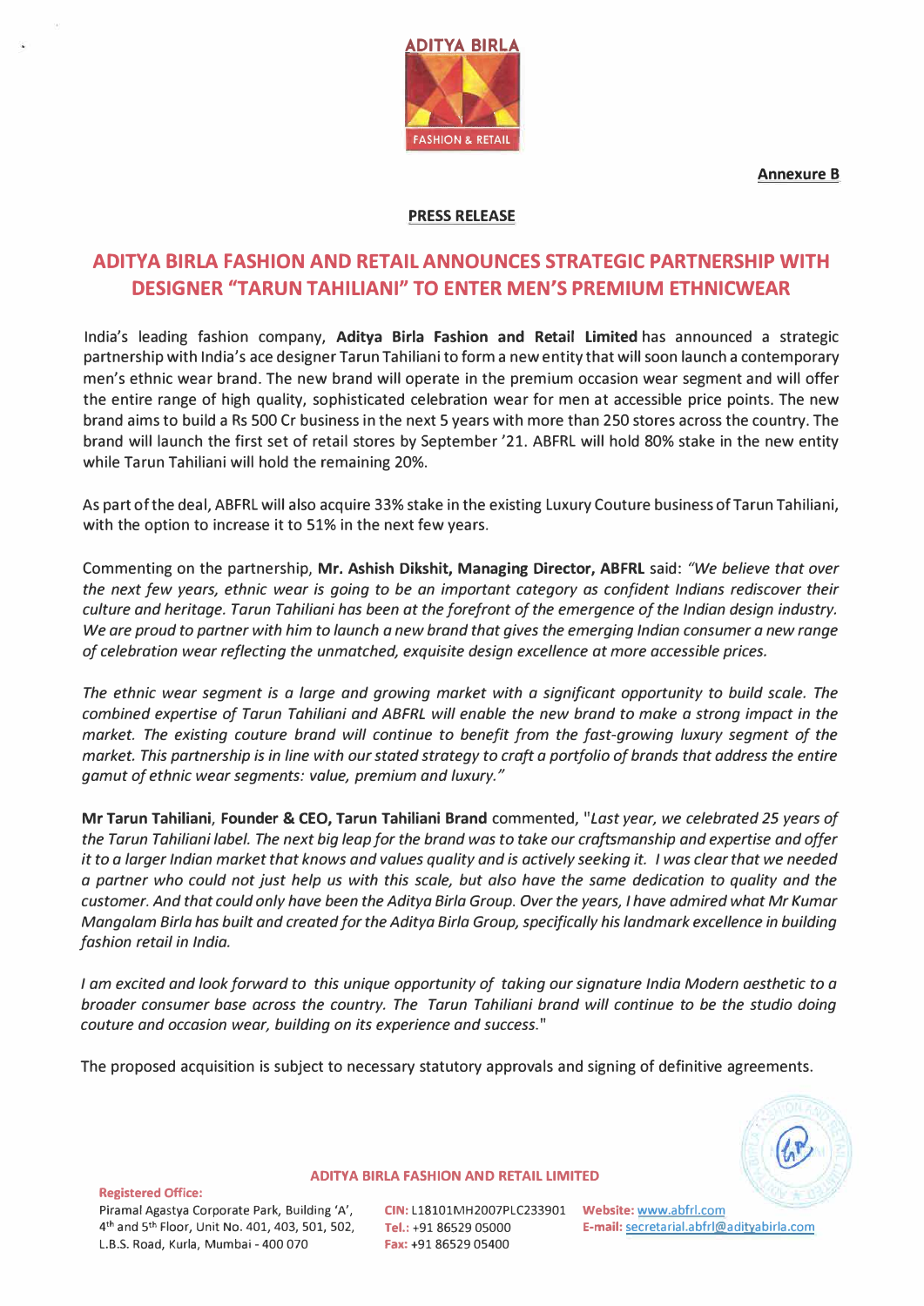**Annexure B**

**PRESS RELEASE**

# ADITYA BIRLA FASHION AND RETAIL ANNOUNCES STRATEGIC PARTNERSHIP WITH DESIGNER "TARUN TAHILIANI" TO ENTER MEN'S PREMIUM ETHNICWEAR

India's leading fashion company, **Aditya Birla Fashion and Retail Limited** has announced a strategic partnership with India's ace designer Tarun Tahiliani to form a new entity that will soon launch a contemporary men's ethnic wear brand. The new brand will operate in the premium occasion wear segment and will offer the entire range of high quality, sophisticated celebration wear for men at accessible price points. The new brand aims to build a Rs 500 Cr business in the next 5 years with more than 250 stores across the country. The brand will launch the first set of retail stores by September '21. ABFRL will hold 80% stake in the new entity while Tarun Tahiliani will hold the remaining 20%.

As part of the deal, ABFRL will also acquire 33% stake in the existing Luxury Couture business of Tarun Tahiliani, with the option to increase it to 51% in the next few years.

Commenting on the partnership, **Mr. Ashish Dikshit, Managing Director, ABFRL** said: *"We believe that over the next few years, ethnic wear is going to be an important category as confident Indians rediscover their culture and heritage. Tarun Tahiliani has been at the forefront of the emergence of the Indian design industry. We are proud to partner with him to launch a new brand that gives the emerging Indian consumer a new range of celebration wear reflecting the unmatched, exquisite design excellence at more accessible prices.*

*The ethnic wear segment is a large and growing market with a significant opportunity to build scale. The combined expertise of Tarun Tahiliani and ABFRL will enable the new brand to make a strong impact in the market. The existing couture brand will continue to benefit from the fast-growing luxury segment of the market. This partnership is in line with our stated strategy to craft a portfolio of brands that address the entire gamut of ethnic wear segments: value, premium and luxury."*

**Mr Tarun Tahiliani**, **Founder & CEO, Tarun Tahiliani Brand** commented, "*Last year, we celebrated 25 years of the Tarun Tahiliani label. The next big leap for the brand was to take our craftsmanship and expertise and offer it to a larger Indian market that knows and values quality and is actively seeking it. I was clear that we needed a partner who could not just help us with this scale, but also have the same dedication to quality and the customer. And that could only have been the Aditya Birla Group. Over the years, I have admired what Mr Kumar Mangalam Birla has built and created for the Aditya Birla Group, specifically his landmark excellence in building fashion retail in India.*

*I am excited and look forward to this unique opportunity of taking our signature India Modern aesthetic to a broader consumer base across the country. The Tarun Tahiliani brand will continue to be the studio doing couture and occasion wear, building on its experience and success.*"

The proposed acquisition is subject to necessary statutory approvals and signing of definitive agreements.

**ADITYA BIRLA FASHION AND RETAIL LIMITED**

**Registered Office:**
Piramal Agastya Corporate Park, Building 'A', 4th and 5th Floor, Unit No. 401, 403, 501, 502, L.B.S. Road, Kurla, Mumbai - 400 070

**CIN:** L18101MH2007PLC233901
**Tel.:** +91 86529 05000
**Fax:** +91 86529 05400

**Website:** www.abfrl.com
**E-mail:** secretarial.abfrl@adityabirla.com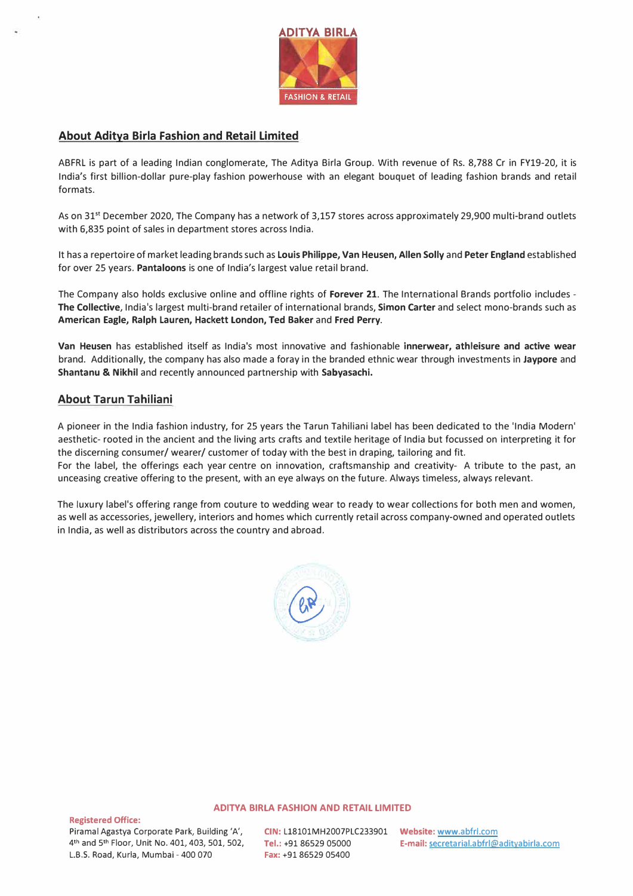## About Aditya Birla Fashion and Retail Limited

ABFRL is part of a leading Indian conglomerate, The Aditya Birla Group. With revenue of Rs. 8,788 Cr in FY19-20, it is India's first billion-dollar pure-play fashion powerhouse with an elegant bouquet of leading fashion brands and retail formats.

As on 31st December 2020, The Company has a network of 3,157 stores across approximately 29,900 multi-brand outlets with 6,835 point of sales in department stores across India.

It has a repertoire of market leading brands such as **Louis Philippe, Van Heusen, Allen Solly** and **Peter England** established for over 25 years. **Pantaloons** is one of India's largest value retail brand.

The Company also holds exclusive online and offline rights of **Forever 21**. The International Brands portfolio includes - **The Collective**, India's largest multi-brand retailer of international brands, **Simon Carter** and select mono-brands such as **American Eagle, Ralph Lauren, Hackett London, Ted Baker** and **Fred Perry**.

**Van Heusen** has established itself as India's most innovative and fashionable **innerwear, athleisure and active wear** brand. Additionally, the company has also made a foray in the branded ethnic wear through investments in **Jaypore** and **Shantanu & Nikhil** and recently announced partnership with **Sabyasachi.**

## About Tarun Tahiliani

A pioneer in the India fashion industry, for 25 years the Tarun Tahiliani label has been dedicated to the 'India Modern' aesthetic- rooted in the ancient and the living arts crafts and textile heritage of India but focussed on interpreting it for the discerning consumer/ wearer/ customer of today with the best in draping, tailoring and fit.
For the label, the offerings each year centre on innovation, craftsmanship and creativity- A tribute to the past, an unceasing creative offering to the present, with an eye always on the future. Always timeless, always relevant.

The luxury label's offering range from couture to wedding wear to ready to wear collections for both men and women, as well as accessories, jewellery, interiors and homes which currently retail across company-owned and operated outlets in India, as well as distributors across the country and abroad.

**ADITYA BIRLA FASHION AND RETAIL LIMITED**

**Registered Office:**
Piramal Agastya Corporate Park, Building 'A', 4th and 5th Floor, Unit No. 401, 403, 501, 502, L.B.S. Road, Kurla, Mumbai - 400 070

**CIN:** L18101MH2007PLC233901
**Tel.:** +91 86529 05000
**Fax:** +91 86529 05400

**Website:** www.abfrl.com
**E-mail:** secretarial.abfrl@adityabirla.com